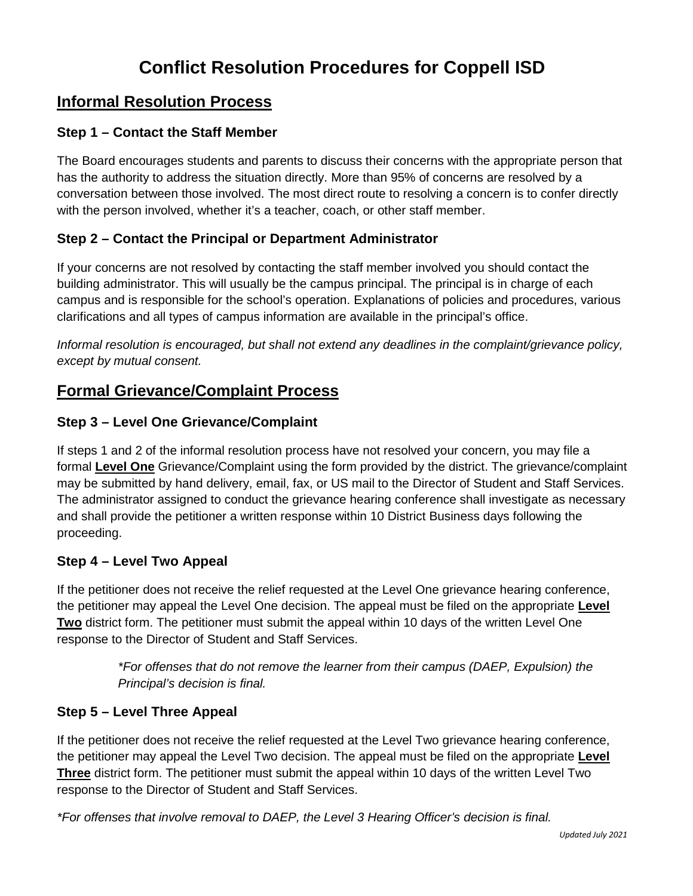# Conflict Resolution Procedures for Coppell ISD

## Informal Resolution Process

### Step 1 – Contact the Staff Member

The Board encourages students and parents to discuss their concerns with the appropriate person that has the authority to address the situation directly. More than 95% of concerns are resolved by a conversation between those involved. The most direct route to resolving a concern is to confer directly with the person involved, whether it's a teacher, coach, or other staff member.

### Step 2 – Contact the Principal or Department Administrator

If your concerns are not resolved by contacting the staff member involved you should contact the building administrator. This will usually be the campus principal. The principal is in charge of each campus and is responsible for the school's operation. Explanations of policies and procedures, various clarifications and all types of campus information are available in the principal's office.

*Informal resolution is encouraged, but shall not extend any deadlines in the complaint/grievance policy, except by mutual consent.*

## Formal Grievance/Complaint Process

### Step 3 – Level One Grievance/Complaint

If steps 1 and 2 of the informal resolution process have not resolved your concern, you may file a formal **Level One** Grievance/Complaint using the form provided by the district. The grievance/complaint may be submitted by hand delivery, email, fax, or US mail to the Director of Student and Staff Services. The administrator assigned to conduct the grievance hearing conference shall investigate as necessary and shall provide the petitioner a written response within 10 District Business days following the proceeding.

### Step 4 – Level Two Appeal

If the petitioner does not receive the relief requested at the Level One grievance hearing conference, the petitioner may appeal the Level One decision. The appeal must be filed on the appropriate **Level Two** district form. The petitioner must submit the appeal within 10 days of the written Level One response to the Director of Student and Staff Services.

> *\*For offenses that do not remove the learner from their campus (DAEP, Expulsion) the Principal's decision is final.*

### Step 5 – Level Three Appeal

If the petitioner does not receive the relief requested at the Level Two grievance hearing conference, the petitioner may appeal the Level Two decision. The appeal must be filed on the appropriate **Level Three** district form. The petitioner must submit the appeal within 10 days of the written Level Two response to the Director of Student and Staff Services.

*\*For offenses that involve removal to DAEP, the Level 3 Hearing Officer's decision is final.*

*Updated July 2021*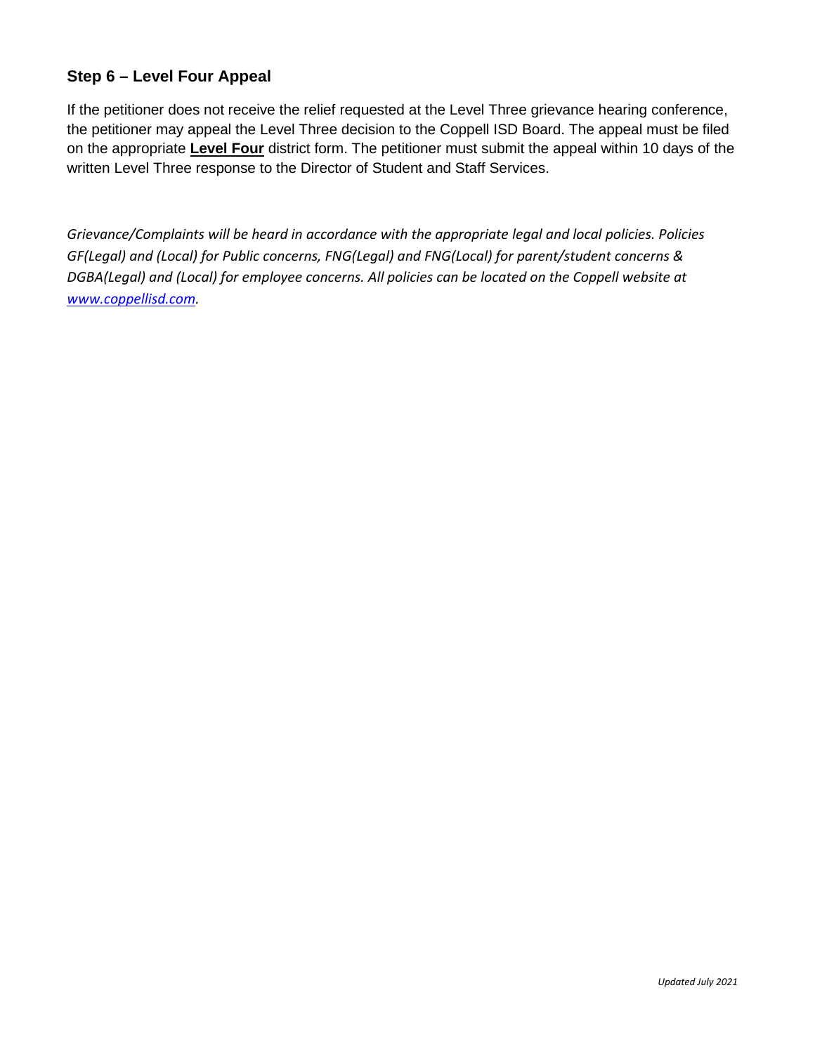## Step 6 – Level Four Appeal

If the petitioner does not receive the relief requested at the Level Three grievance hearing conference, the petitioner may appeal the Level Three decision to the Coppell ISD Board. The appeal must be filed on the appropriate **Level Four** district form. The petitioner must submit the appeal within 10 days of the written Level Three response to the Director of Student and Staff Services.

*Grievance/Complaints will be heard in accordance with the appropriate legal and local policies. Policies GF(Legal) and (Local) for Public concerns, FNG(Legal) and FNG(Local) for parent/student concerns & DGBA(Legal) and (Local) for employee concerns. All policies can be located on the Coppell website at [www.coppellisd.com](http://www.coppellisd.com).*

*Updated July 2021*